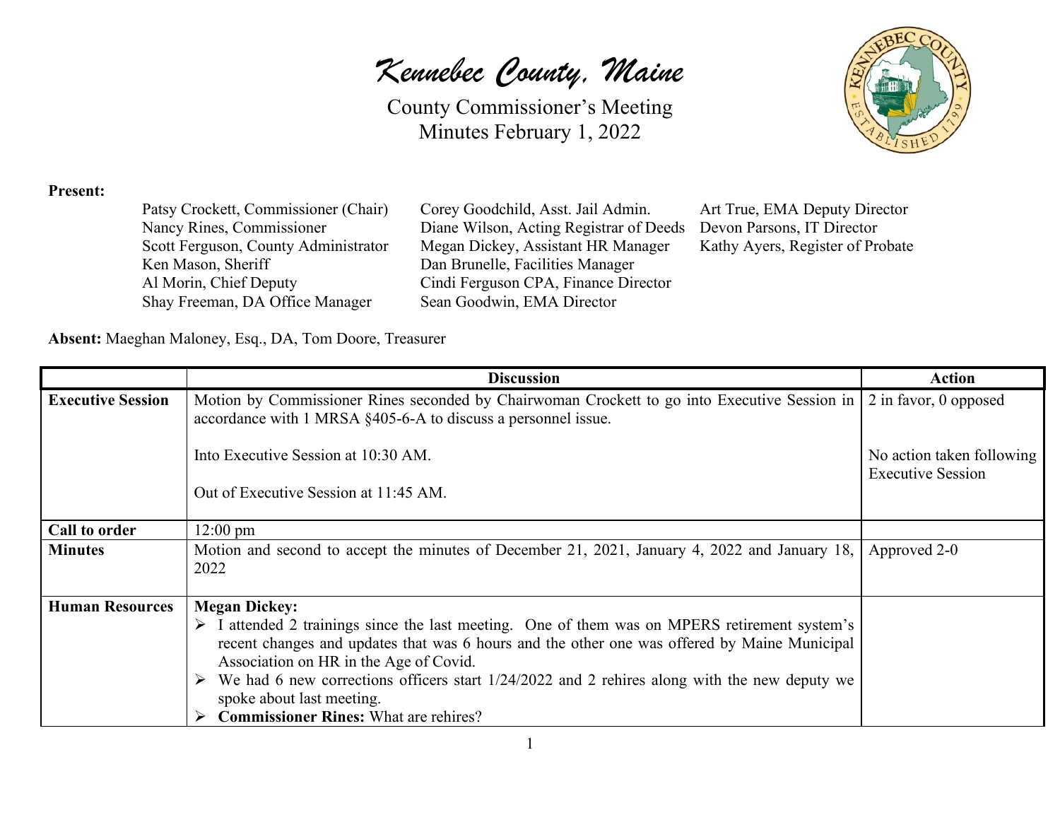# Kennebec County, Maine

County Commissioner's Meeting
Minutes February 1, 2022

**Present:**

Patsy Crockett, Commissioner (Chair)
Nancy Rines, Commissioner
Scott Ferguson, County Administrator
Ken Mason, Sheriff
Al Morin, Chief Deputy
Shay Freeman, DA Office Manager
Corey Goodchild, Asst. Jail Admin.
Diane Wilson, Acting Registrar of Deeds
Megan Dickey, Assistant HR Manager
Dan Brunelle, Facilities Manager
Cindi Ferguson CPA, Finance Director
Sean Goodwin, EMA Director
Art True, EMA Deputy Director
Devon Parsons, IT Director
Kathy Ayers, Register of Probate

**Absent:** Maeghan Maloney, Esq., DA, Tom Doore, Treasurer

| | Discussion | Action |
|---|---|---|
| **Executive Session** | Motion by Commissioner Rines seconded by Chairwoman Crockett to go into Executive Session in accordance with 1 MRSA §405-6-A to discuss a personnel issue.<br><br>Into Executive Session at 10:30 AM.<br><br>Out of Executive Session at 11:45 AM. | 2 in favor, 0 opposed<br><br>No action taken following Executive Session |
| **Call to order** | 12:00 pm | |
| **Minutes** | Motion and second to accept the minutes of December 21, 2021, January 4, 2022 and January 18, 2022 | Approved 2-0 |
| **Human Resources** | **Megan Dickey:**<br>➢ I attended 2 trainings since the last meeting. One of them was on MPERS retirement system's recent changes and updates that was 6 hours and the other one was offered by Maine Municipal Association on HR in the Age of Covid.<br>➢ We had 6 new corrections officers start 1/24/2022 and 2 rehires along with the new deputy we spoke about last meeting.<br>➢ **Commissioner Rines:** What are rehires? | |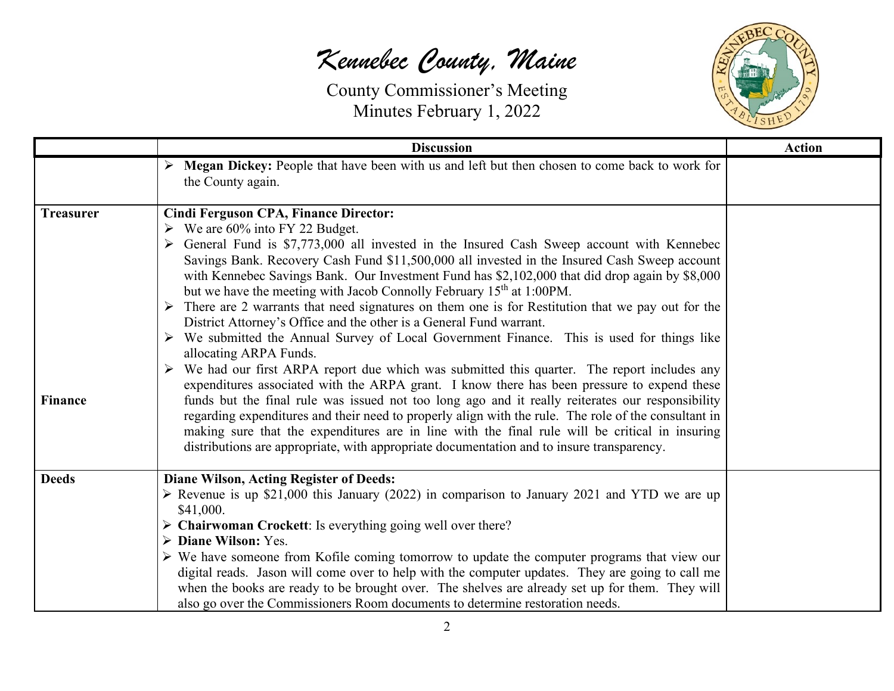# *Kennebec County, Maine*

County Commissioner's Meeting
Minutes February 1, 2022

| | Discussion | Action |
|---|---|---|
| | ➢ **Megan Dickey:** People that have been with us and left but then chosen to come back to work for the County again. | |
| **Treasurer**<br><br>**Finance** | **Cindi Ferguson CPA, Finance Director:**<br>➢ We are 60% into FY 22 Budget.<br>➢ General Fund is $7,773,000 all invested in the Insured Cash Sweep account with Kennebec Savings Bank. Recovery Cash Fund $11,500,000 all invested in the Insured Cash Sweep account with Kennebec Savings Bank. Our Investment Fund has $2,102,000 that did drop again by $8,000 but we have the meeting with Jacob Connolly February 15th at 1:00PM.<br>➢ There are 2 warrants that need signatures on them one is for Restitution that we pay out for the District Attorney's Office and the other is a General Fund warrant.<br>➢ We submitted the Annual Survey of Local Government Finance. This is used for things like allocating ARPA Funds.<br>➢ We had our first ARPA report due which was submitted this quarter. The report includes any expenditures associated with the ARPA grant. I know there has been pressure to expend these funds but the final rule was issued not too long ago and it really reiterates our responsibility regarding expenditures and their need to properly align with the rule. The role of the consultant in making sure that the expenditures are in line with the final rule will be critical in insuring distributions are appropriate, with appropriate documentation and to insure transparency. | |
| **Deeds** | **Diane Wilson, Acting Register of Deeds:**<br>➢ Revenue is up $21,000 this January (2022) in comparison to January 2021 and YTD we are up $41,000.<br>➢ **Chairwoman Crockett**: Is everything going well over there?<br>➢ **Diane Wilson:** Yes.<br>➢ We have someone from Kofile coming tomorrow to update the computer programs that view our digital reads. Jason will come over to help with the computer updates. They are going to call me when the books are ready to be brought over. The shelves are already set up for them. They will also go over the Commissioners Room documents to determine restoration needs. | |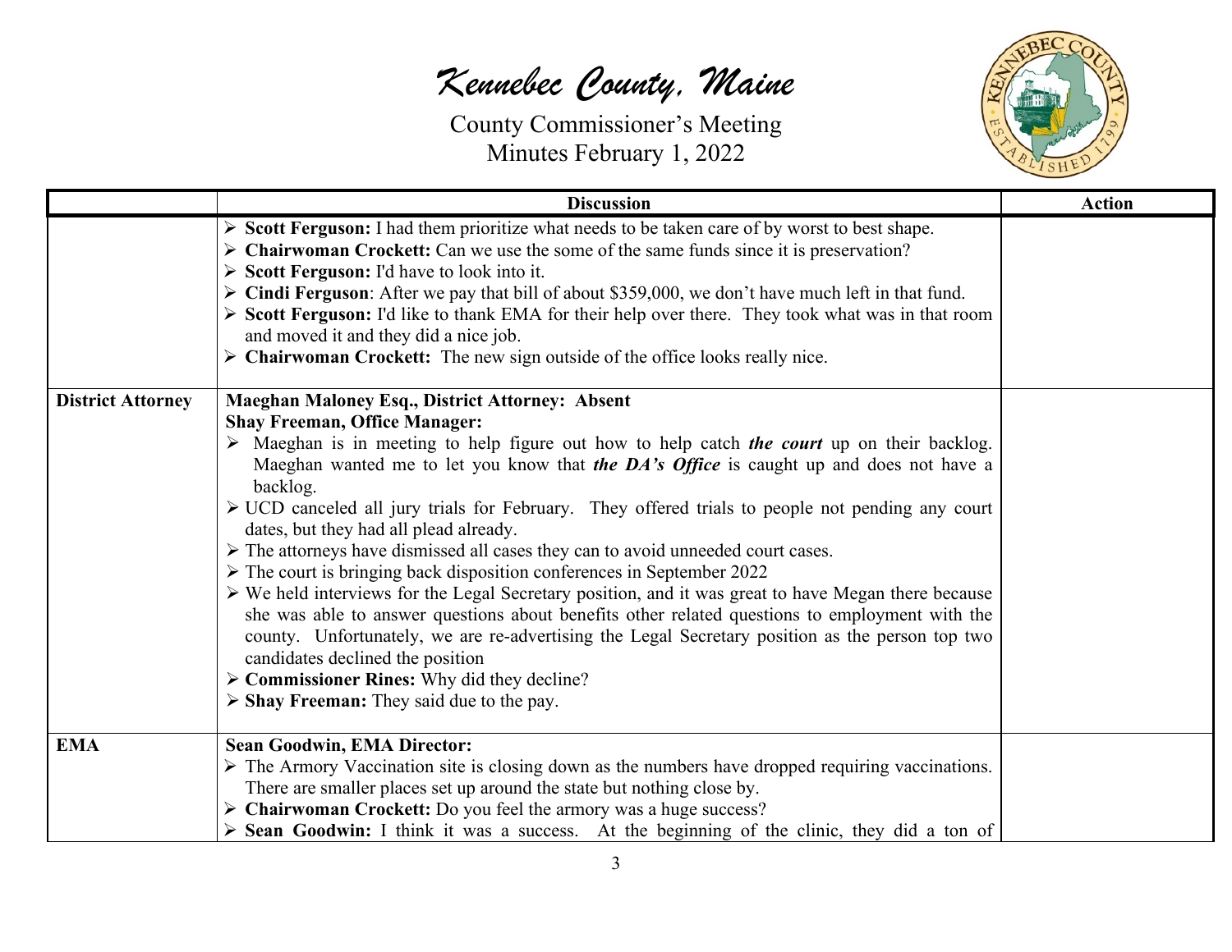| | Discussion | Action |
|---|---|---|
| | ➢ **Scott Ferguson:** I had them prioritize what needs to be taken care of by worst to best shape.<br>➢ **Chairwoman Crockett:** Can we use the some of the same funds since it is preservation?<br>➢ **Scott Ferguson:** I'd have to look into it.<br>➢ **Cindi Ferguson**: After we pay that bill of about $359,000, we don't have much left in that fund.<br>➢ **Scott Ferguson:** I'd like to thank EMA for their help over there. They took what was in that room and moved it and they did a nice job.<br>➢ **Chairwoman Crockett:** The new sign outside of the office looks really nice. | |
| **District Attorney** | **Maeghan Maloney Esq., District Attorney: Absent**<br>**Shay Freeman, Office Manager:**<br>➢ Maeghan is in meeting to help figure out how to help catch ***the court*** up on their backlog. Maeghan wanted me to let you know that ***the DA's Office*** is caught up and does not have a backlog.<br>➢ UCD canceled all jury trials for February. They offered trials to people not pending any court dates, but they had all plead already.<br>➢ The attorneys have dismissed all cases they can to avoid unneeded court cases.<br>➢ The court is bringing back disposition conferences in September 2022<br>➢ We held interviews for the Legal Secretary position, and it was great to have Megan there because she was able to answer questions about benefits other related questions to employment with the county. Unfortunately, we are re-advertising the Legal Secretary position as the person top two candidates declined the position<br>➢ **Commissioner Rines:** Why did they decline?<br>➢ **Shay Freeman:** They said due to the pay. | |
| **EMA** | **Sean Goodwin, EMA Director:**<br>➢ The Armory Vaccination site is closing down as the numbers have dropped requiring vaccinations. There are smaller places set up around the state but nothing close by.<br>➢ **Chairwoman Crockett:** Do you feel the armory was a huge success?<br>➢ **Sean Goodwin:** I think it was a success. At the beginning of the clinic, they did a ton of | |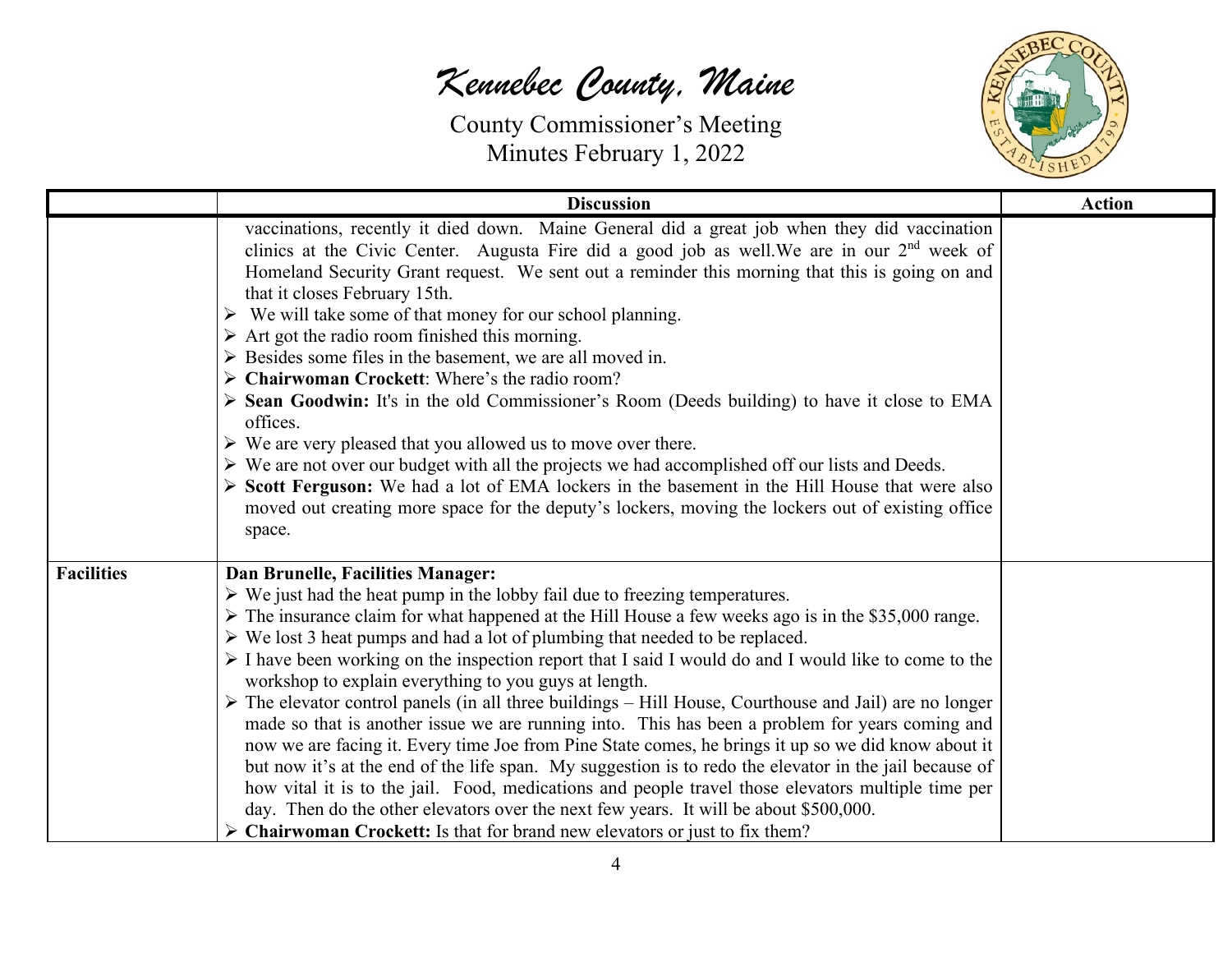| | Discussion | Action |
|---|---|---|
| | vaccinations, recently it died down. Maine General did a great job when they did vaccination clinics at the Civic Center. Augusta Fire did a good job as well.We are in our 2nd week of Homeland Security Grant request. We sent out a reminder this morning that this is going on and that it closes February 15th.<br>➢ We will take some of that money for our school planning.<br>➢ Art got the radio room finished this morning.<br>➢ Besides some files in the basement, we are all moved in.<br>➢ **Chairwoman Crockett**: Where's the radio room?<br>➢ **Sean Goodwin:** It's in the old Commissioner's Room (Deeds building) to have it close to EMA offices.<br>➢ We are very pleased that you allowed us to move over there.<br>➢ We are not over our budget with all the projects we had accomplished off our lists and Deeds.<br>➢ **Scott Ferguson:** We had a lot of EMA lockers in the basement in the Hill House that were also moved out creating more space for the deputy's lockers, moving the lockers out of existing office space. | |
| **Facilities** | **Dan Brunelle, Facilities Manager:**<br>➢ We just had the heat pump in the lobby fail due to freezing temperatures.<br>➢ The insurance claim for what happened at the Hill House a few weeks ago is in the $35,000 range.<br>➢ We lost 3 heat pumps and had a lot of plumbing that needed to be replaced.<br>➢ I have been working on the inspection report that I said I would do and I would like to come to the workshop to explain everything to you guys at length.<br>➢ The elevator control panels (in all three buildings – Hill House, Courthouse and Jail) are no longer made so that is another issue we are running into. This has been a problem for years coming and now we are facing it. Every time Joe from Pine State comes, he brings it up so we did know about it but now it's at the end of the life span. My suggestion is to redo the elevator in the jail because of how vital it is to the jail. Food, medications and people travel those elevators multiple time per day. Then do the other elevators over the next few years. It will be about $500,000.<br>➢ **Chairwoman Crockett:** Is that for brand new elevators or just to fix them? | |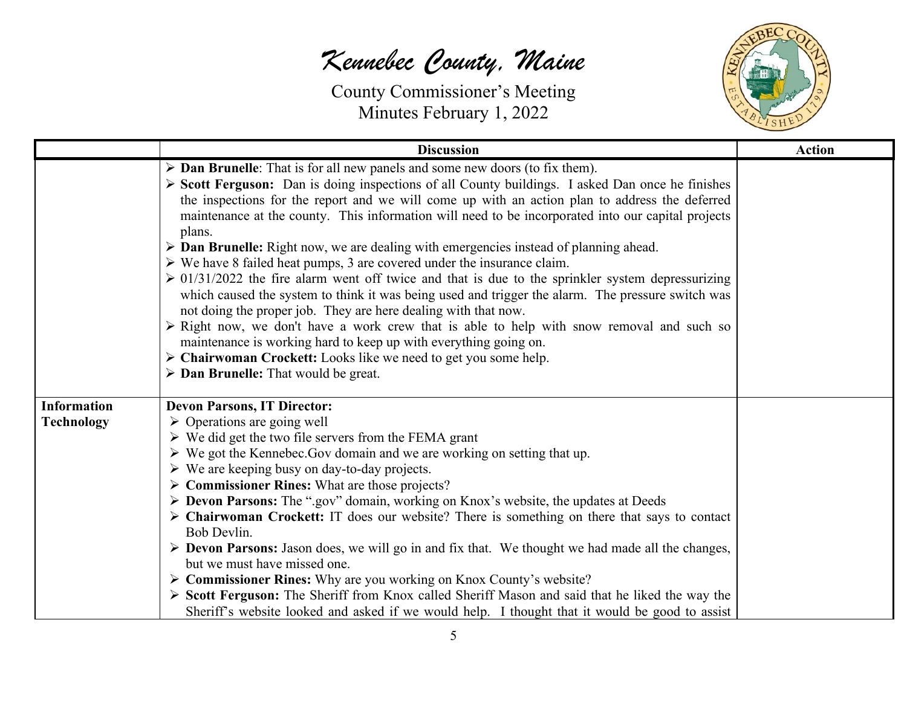| | Discussion | Action |
|---|---|---|
| | ➢ **Dan Brunelle**: That is for all new panels and some new doors (to fix them).<br>➢ **Scott Ferguson:** Dan is doing inspections of all County buildings. I asked Dan once he finishes the inspections for the report and we will come up with an action plan to address the deferred maintenance at the county. This information will need to be incorporated into our capital projects plans.<br>➢ **Dan Brunelle:** Right now, we are dealing with emergencies instead of planning ahead.<br>➢ We have 8 failed heat pumps, 3 are covered under the insurance claim.<br>➢ 01/31/2022 the fire alarm went off twice and that is due to the sprinkler system depressurizing which caused the system to think it was being used and trigger the alarm. The pressure switch was not doing the proper job. They are here dealing with that now.<br>➢ Right now, we don't have a work crew that is able to help with snow removal and such so maintenance is working hard to keep up with everything going on.<br>➢ **Chairwoman Crockett:** Looks like we need to get you some help.<br>➢ **Dan Brunelle:** That would be great. | |
| **Information Technology** | **Devon Parsons, IT Director:**<br>➢ Operations are going well<br>➢ We did get the two file servers from the FEMA grant<br>➢ We got the Kennebec.Gov domain and we are working on setting that up.<br>➢ We are keeping busy on day-to-day projects.<br>➢ **Commissioner Rines:** What are those projects?<br>➢ **Devon Parsons:** The ".gov" domain, working on Knox's website, the updates at Deeds<br>➢ **Chairwoman Crockett:** IT does our website? There is something on there that says to contact Bob Devlin.<br>➢ **Devon Parsons:** Jason does, we will go in and fix that. We thought we had made all the changes, but we must have missed one.<br>➢ **Commissioner Rines:** Why are you working on Knox County's website?<br>➢ **Scott Ferguson:** The Sheriff from Knox called Sheriff Mason and said that he liked the way the Sheriff's website looked and asked if we would help. I thought that it would be good to assist | |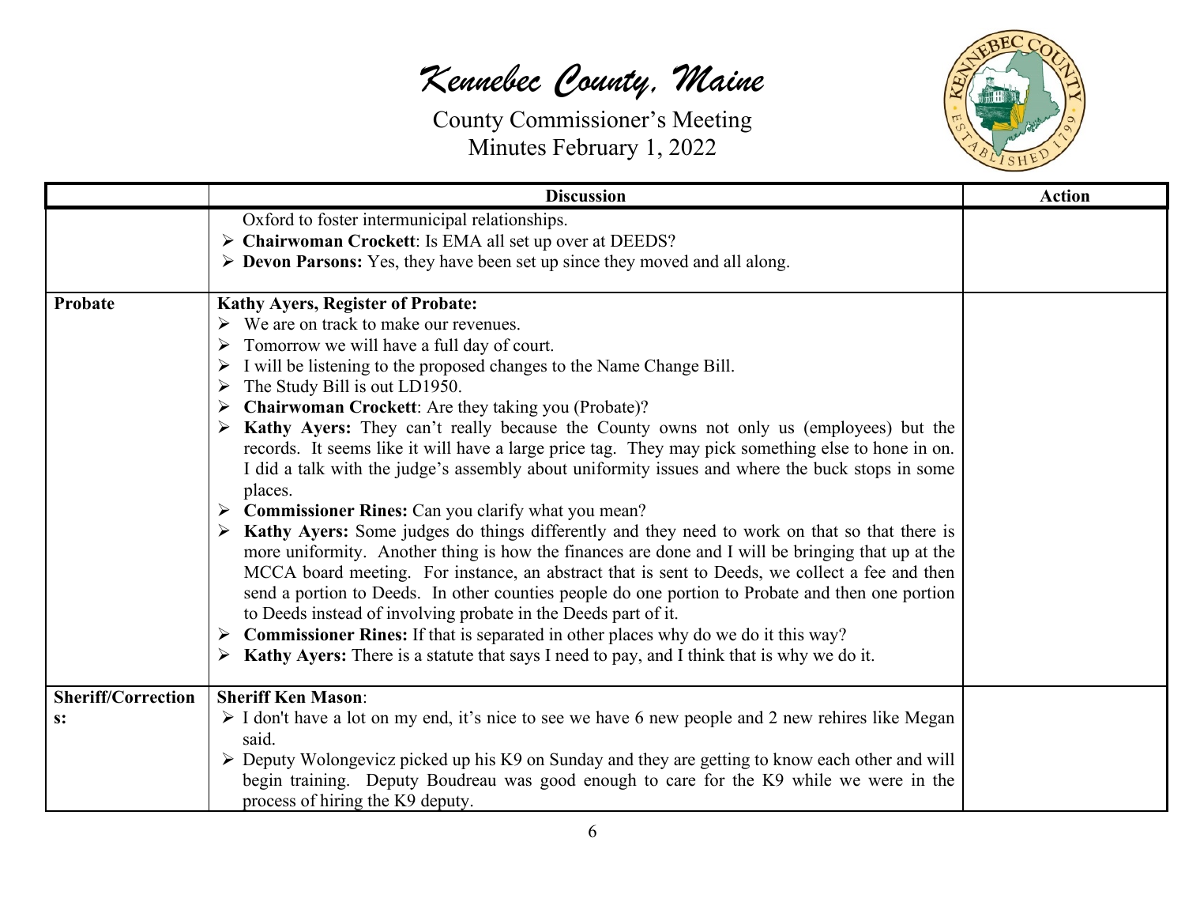# Kennebec County, Maine

County Commissioner's Meeting
Minutes February 1, 2022

| | Discussion | Action |
|---|---|---|
| | Oxford to foster intermunicipal relationships.<br>➢ **Chairwoman Crockett**: Is EMA all set up over at DEEDS?<br>➢ **Devon Parsons:** Yes, they have been set up since they moved and all along. | |
| **Probate** | **Kathy Ayers, Register of Probate:**<br>➢ We are on track to make our revenues.<br>➢ Tomorrow we will have a full day of court.<br>➢ I will be listening to the proposed changes to the Name Change Bill.<br>➢ The Study Bill is out LD1950.<br>➢ **Chairwoman Crockett**: Are they taking you (Probate)?<br>➢ **Kathy Ayers:** They can't really because the County owns not only us (employees) but the records. It seems like it will have a large price tag. They may pick something else to hone in on. I did a talk with the judge's assembly about uniformity issues and where the buck stops in some places.<br>➢ **Commissioner Rines:** Can you clarify what you mean?<br>➢ **Kathy Ayers:** Some judges do things differently and they need to work on that so that there is more uniformity. Another thing is how the finances are done and I will be bringing that up at the MCCA board meeting. For instance, an abstract that is sent to Deeds, we collect a fee and then send a portion to Deeds. In other counties people do one portion to Probate and then one portion to Deeds instead of involving probate in the Deeds part of it.<br>➢ **Commissioner Rines:** If that is separated in other places why do we do it this way?<br>➢ **Kathy Ayers:** There is a statute that says I need to pay, and I think that is why we do it. | |
| **Sheriff/Corrections:** | **Sheriff Ken Mason**:<br>➢ I don't have a lot on my end, it's nice to see we have 6 new people and 2 new rehires like Megan said.<br>➢ Deputy Wolongevicz picked up his K9 on Sunday and they are getting to know each other and will begin training. Deputy Boudreau was good enough to care for the K9 while we were in the process of hiring the K9 deputy. | |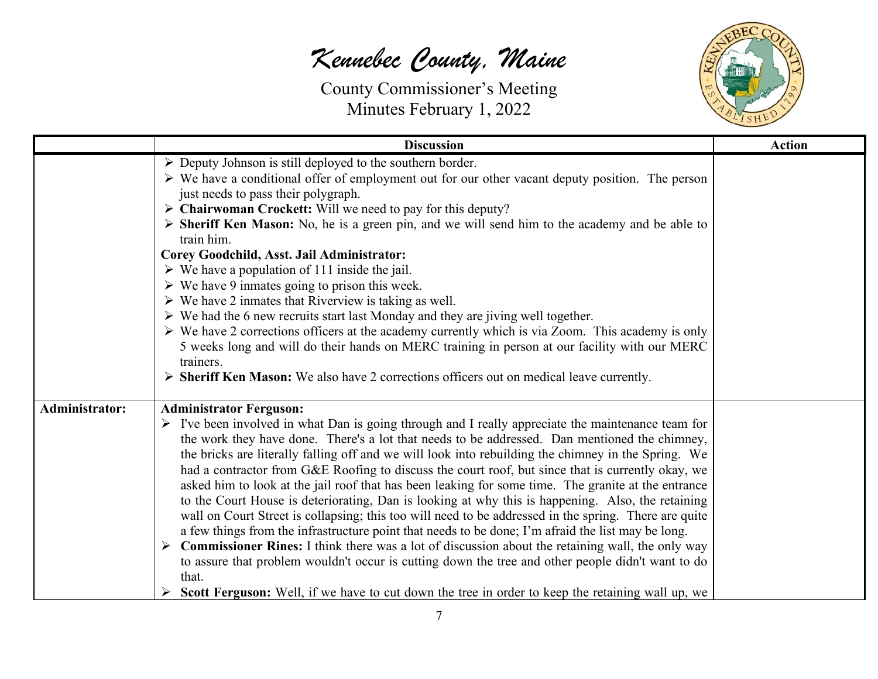| | Discussion | Action |
|---|---|---|
| | ➢ Deputy Johnson is still deployed to the southern border.<br>➢ We have a conditional offer of employment out for our other vacant deputy position. The person just needs to pass their polygraph.<br>➢ **Chairwoman Crockett:** Will we need to pay for this deputy?<br>➢ **Sheriff Ken Mason:** No, he is a green pin, and we will send him to the academy and be able to train him.<br>**Corey Goodchild, Asst. Jail Administrator:**<br>➢ We have a population of 111 inside the jail.<br>➢ We have 9 inmates going to prison this week.<br>➢ We have 2 inmates that Riverview is taking as well.<br>➢ We had the 6 new recruits start last Monday and they are jiving well together.<br>➢ We have 2 corrections officers at the academy currently which is via Zoom. This academy is only 5 weeks long and will do their hands on MERC training in person at our facility with our MERC trainers.<br>➢ **Sheriff Ken Mason:** We also have 2 corrections officers out on medical leave currently. | |
| **Administrator:** | **Administrator Ferguson:**<br>➢ I've been involved in what Dan is going through and I really appreciate the maintenance team for the work they have done. There's a lot that needs to be addressed. Dan mentioned the chimney, the bricks are literally falling off and we will look into rebuilding the chimney in the Spring. We had a contractor from G&E Roofing to discuss the court roof, but since that is currently okay, we asked him to look at the jail roof that has been leaking for some time. The granite at the entrance to the Court House is deteriorating, Dan is looking at why this is happening. Also, the retaining wall on Court Street is collapsing; this too will need to be addressed in the spring. There are quite a few things from the infrastructure point that needs to be done; I'm afraid the list may be long.<br>➢ **Commissioner Rines:** I think there was a lot of discussion about the retaining wall, the only way to assure that problem wouldn't occur is cutting down the tree and other people didn't want to do that.<br>➢ **Scott Ferguson:** Well, if we have to cut down the tree in order to keep the retaining wall up, we | |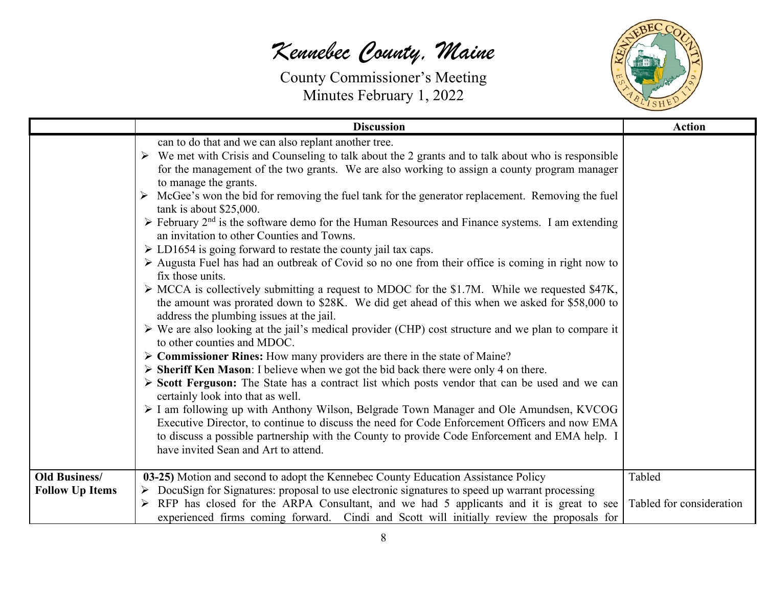# Kennebec County, Maine

County Commissioner's Meeting
Minutes February 1, 2022

| | Discussion | Action |
|---|---|---|
| | can to do that and we can also replant another tree.<br>➢ We met with Crisis and Counseling to talk about the 2 grants and to talk about who is responsible for the management of the two grants. We are also working to assign a county program manager to manage the grants.<br>➢ McGee's won the bid for removing the fuel tank for the generator replacement. Removing the fuel tank is about $25,000.<br>➢ February 2nd is the software demo for the Human Resources and Finance systems. I am extending an invitation to other Counties and Towns.<br>➢ LD1654 is going forward to restate the county jail tax caps.<br>➢ Augusta Fuel has had an outbreak of Covid so no one from their office is coming in right now to fix those units.<br>➢ MCCA is collectively submitting a request to MDOC for the $1.7M. While we requested $47K, the amount was prorated down to $28K. We did get ahead of this when we asked for $58,000 to address the plumbing issues at the jail.<br>➢ We are also looking at the jail's medical provider (CHP) cost structure and we plan to compare it to other counties and MDOC.<br>➢ **Commissioner Rines:** How many providers are there in the state of Maine?<br>➢ **Sheriff Ken Mason**: I believe when we got the bid back there were only 4 on there.<br>➢ **Scott Ferguson:** The State has a contract list which posts vendor that can be used and we can certainly look into that as well.<br>➢ I am following up with Anthony Wilson, Belgrade Town Manager and Ole Amundsen, KVCOG Executive Director, to continue to discuss the need for Code Enforcement Officers and now EMA to discuss a possible partnership with the County to provide Code Enforcement and EMA help. I have invited Sean and Art to attend. | |
| **Old Business/ Follow Up Items** | **03-25)** Motion and second to adopt the Kennebec County Education Assistance Policy<br>➢ DocuSign for Signatures: proposal to use electronic signatures to speed up warrant processing<br>➢ RFP has closed for the ARPA Consultant, and we had 5 applicants and it is great to see experienced firms coming forward. Cindi and Scott will initially review the proposals for | Tabled<br><br>Tabled for consideration |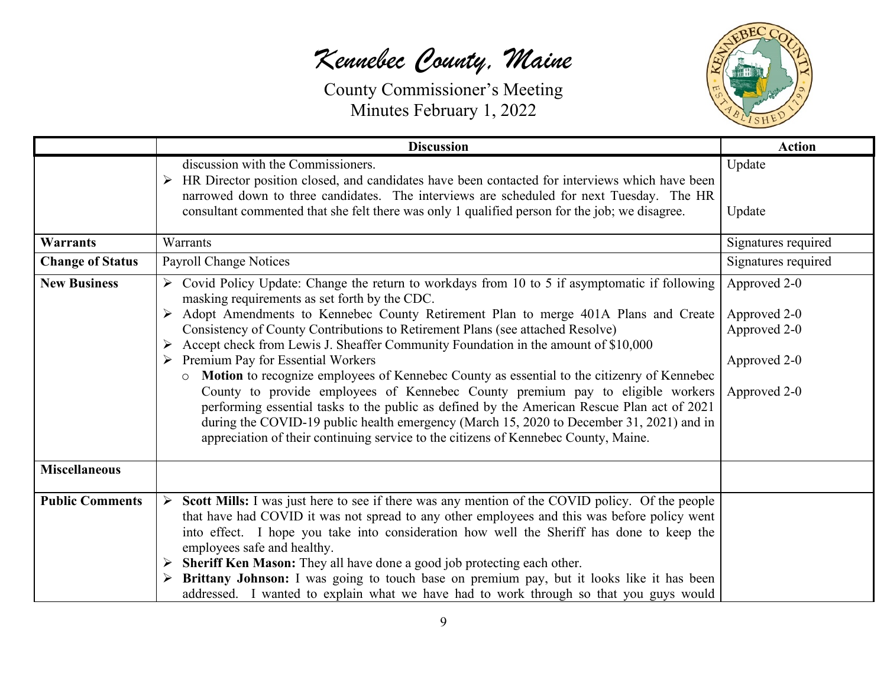# *Kennebec County, Maine*

County Commissioner's Meeting
Minutes February 1, 2022

| | Discussion | Action |
|---|---|---|
| | discussion with the Commissioners. | Update |
| | ➢ HR Director position closed, and candidates have been contacted for interviews which have been narrowed down to three candidates. The interviews are scheduled for next Tuesday. The HR consultant commented that she felt there was only 1 qualified person for the job; we disagree. | Update |
| **Warrants** | Warrants | Signatures required |
| **Change of Status** | Payroll Change Notices | Signatures required |
| **New Business** | ➢ Covid Policy Update: Change the return to workdays from 10 to 5 if asymptomatic if following masking requirements as set forth by the CDC. | Approved 2-0 |
| | ➢ Adopt Amendments to Kennebec County Retirement Plan to merge 401A Plans and Create Consistency of County Contributions to Retirement Plans (see attached Resolve) | Approved 2-0 |
| | ➢ Accept check from Lewis J. Sheaffer Community Foundation in the amount of $10,000 | Approved 2-0 |
| | ➢ Premium Pay for Essential Workers | Approved 2-0 |
| | ○ **Motion** to recognize employees of Kennebec County as essential to the citizenry of Kennebec County to provide employees of Kennebec County premium pay to eligible workers performing essential tasks to the public as defined by the American Rescue Plan act of 2021 during the COVID-19 public health emergency (March 15, 2020 to December 31, 2021) and in appreciation of their continuing service to the citizens of Kennebec County, Maine. | Approved 2-0 |
| **Miscellaneous** | | |
| **Public Comments** | ➢ **Scott Mills:** I was just here to see if there was any mention of the COVID policy. Of the people that have had COVID it was not spread to any other employees and this was before policy went into effect. I hope you take into consideration how well the Sheriff has done to keep the employees safe and healthy. | |
| | ➢ **Sheriff Ken Mason:** They all have done a good job protecting each other. | |
| | ➢ **Brittany Johnson:** I was going to touch base on premium pay, but it looks like it has been addressed. I wanted to explain what we have had to work through so that you guys would | |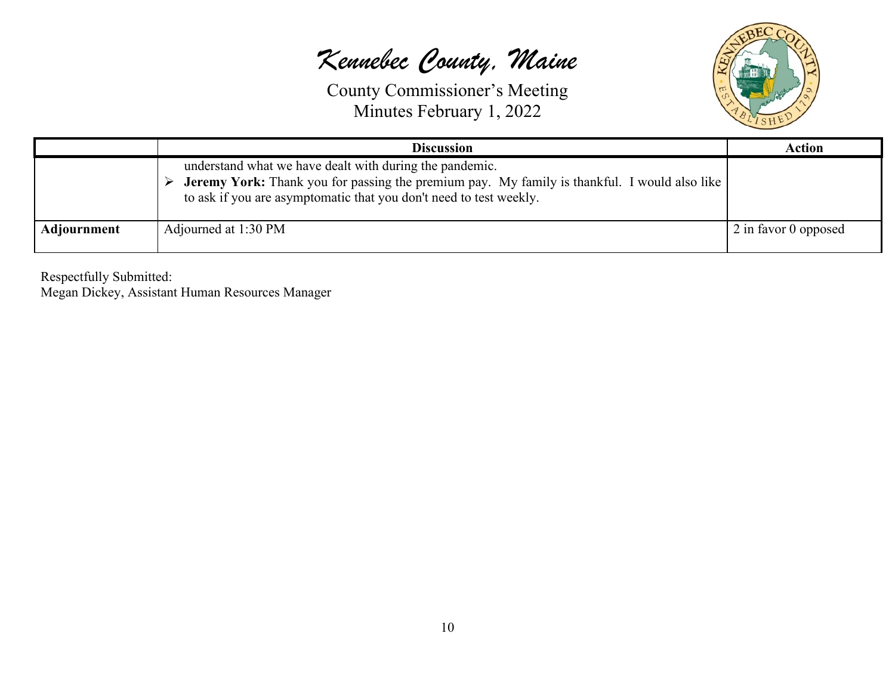# Kennebec County, Maine

County Commissioner's Meeting
Minutes February 1, 2022

| | Discussion | Action |
|---|---|---|
| | understand what we have dealt with during the pandemic. <br> ➢ **Jeremy York:** Thank you for passing the premium pay. My family is thankful. I would also like to ask if you are asymptomatic that you don't need to test weekly. | |
| **Adjournment** | Adjourned at 1:30 PM | 2 in favor 0 opposed |

Respectfully Submitted:
Megan Dickey, Assistant Human Resources Manager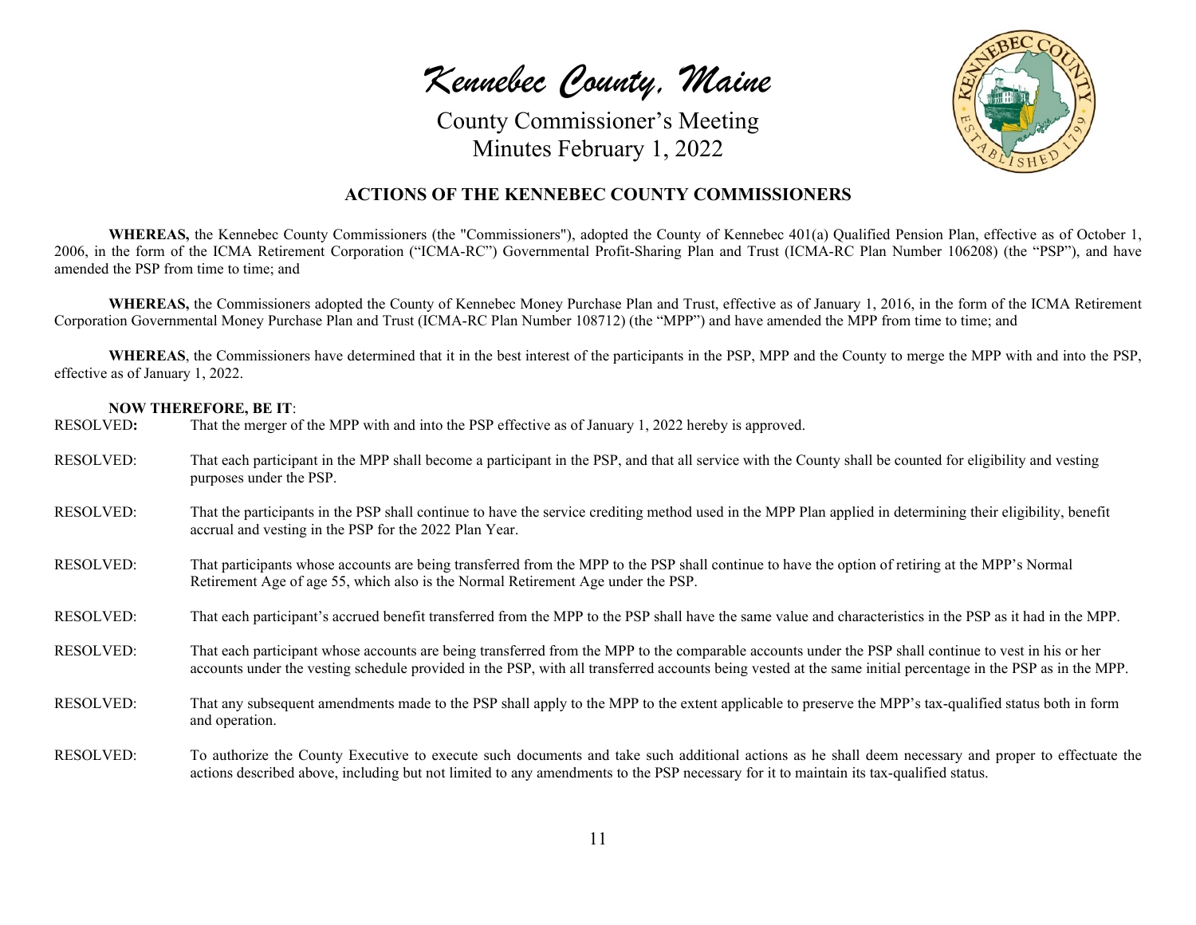# *Kennebec County, Maine*

County Commissioner's Meeting
Minutes February 1, 2022

## ACTIONS OF THE KENNEBEC COUNTY COMMISSIONERS

**WHEREAS,** the Kennebec County Commissioners (the "Commissioners"), adopted the County of Kennebec 401(a) Qualified Pension Plan, effective as of October 1, 2006, in the form of the ICMA Retirement Corporation ("ICMA-RC") Governmental Profit-Sharing Plan and Trust (ICMA-RC Plan Number 106208) (the "PSP"), and have amended the PSP from time to time; and

**WHEREAS,** the Commissioners adopted the County of Kennebec Money Purchase Plan and Trust, effective as of January 1, 2016, in the form of the ICMA Retirement Corporation Governmental Money Purchase Plan and Trust (ICMA-RC Plan Number 108712) (the "MPP") and have amended the MPP from time to time; and

**WHEREAS**, the Commissioners have determined that it in the best interest of the participants in the PSP, MPP and the County to merge the MPP with and into the PSP, effective as of January 1, 2022.

**NOW THEREFORE, BE IT**:

RESOLVED**:** That the merger of the MPP with and into the PSP effective as of January 1, 2022 hereby is approved.

RESOLVED: That each participant in the MPP shall become a participant in the PSP, and that all service with the County shall be counted for eligibility and vesting purposes under the PSP.

RESOLVED: That the participants in the PSP shall continue to have the service crediting method used in the MPP Plan applied in determining their eligibility, benefit accrual and vesting in the PSP for the 2022 Plan Year.

RESOLVED: That participants whose accounts are being transferred from the MPP to the PSP shall continue to have the option of retiring at the MPP's Normal Retirement Age of age 55, which also is the Normal Retirement Age under the PSP.

RESOLVED: That each participant's accrued benefit transferred from the MPP to the PSP shall have the same value and characteristics in the PSP as it had in the MPP.

RESOLVED: That each participant whose accounts are being transferred from the MPP to the comparable accounts under the PSP shall continue to vest in his or her accounts under the vesting schedule provided in the PSP, with all transferred accounts being vested at the same initial percentage in the PSP as in the MPP.

RESOLVED: That any subsequent amendments made to the PSP shall apply to the MPP to the extent applicable to preserve the MPP's tax-qualified status both in form and operation.

RESOLVED: To authorize the County Executive to execute such documents and take such additional actions as he shall deem necessary and proper to effectuate the actions described above, including but not limited to any amendments to the PSP necessary for it to maintain its tax-qualified status.